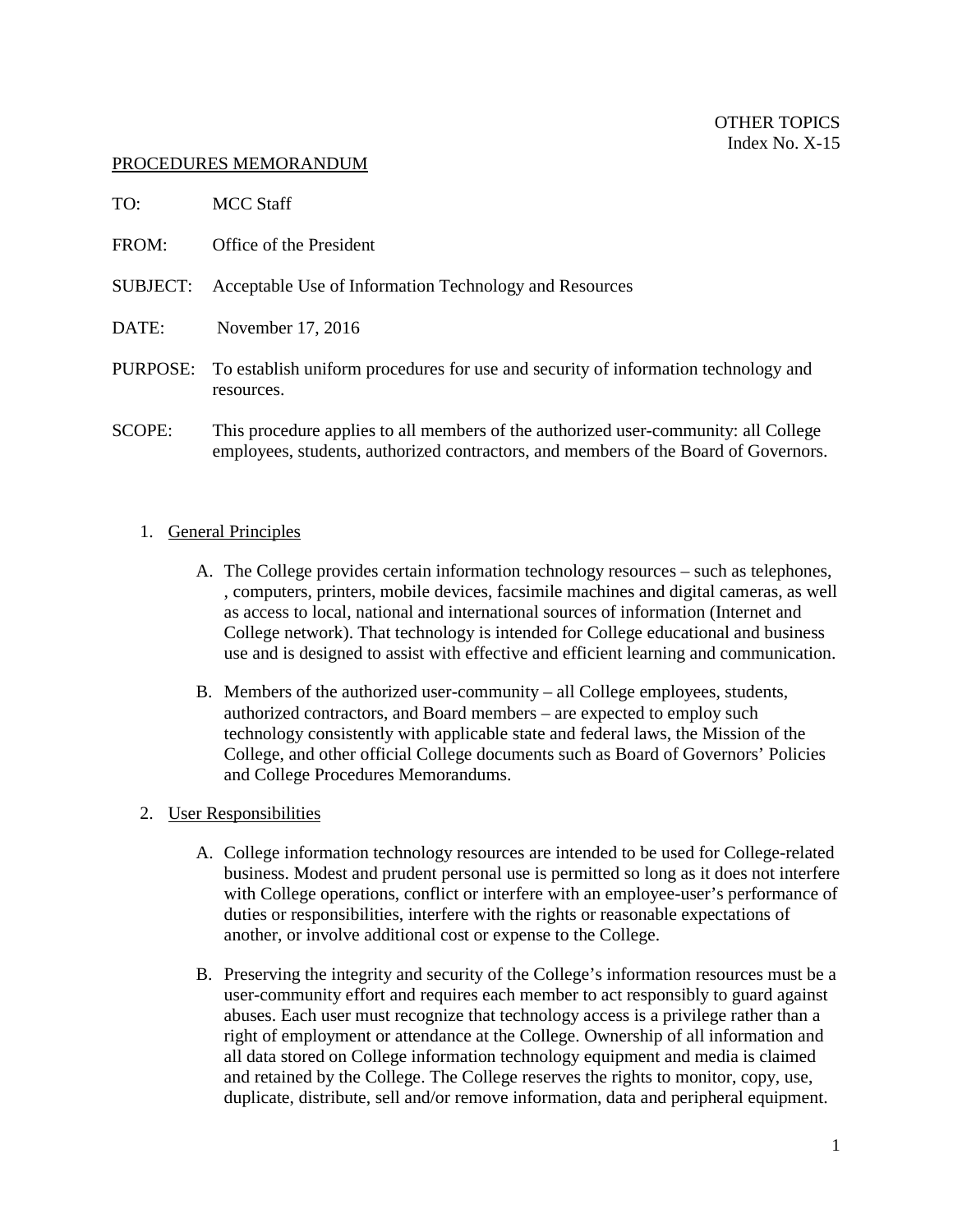OTHER TOPICS
Index No. X-15

PROCEDURES MEMORANDUM

TO: MCC Staff

FROM: Office of the President

SUBJECT: Acceptable Use of Information Technology and Resources

DATE: November 17, 2016

PURPOSE: To establish uniform procedures for use and security of information technology and resources.

SCOPE: This procedure applies to all members of the authorized user-community: all College employees, students, authorized contractors, and members of the Board of Governors.

1. General Principles

   A. The College provides certain information technology resources – such as telephones, , computers, printers, mobile devices, facsimile machines and digital cameras, as well as access to local, national and international sources of information (Internet and College network). That technology is intended for College educational and business use and is designed to assist with effective and efficient learning and communication.

   B. Members of the authorized user-community – all College employees, students, authorized contractors, and Board members – are expected to employ such technology consistently with applicable state and federal laws, the Mission of the College, and other official College documents such as Board of Governors' Policies and College Procedures Memorandums.

2. User Responsibilities

   A. College information technology resources are intended to be used for College-related business. Modest and prudent personal use is permitted so long as it does not interfere with College operations, conflict or interfere with an employee-user's performance of duties or responsibilities, interfere with the rights or reasonable expectations of another, or involve additional cost or expense to the College.

   B. Preserving the integrity and security of the College's information resources must be a user-community effort and requires each member to act responsibly to guard against abuses. Each user must recognize that technology access is a privilege rather than a right of employment or attendance at the College. Ownership of all information and all data stored on College information technology equipment and media is claimed and retained by the College. The College reserves the rights to monitor, copy, use, duplicate, distribute, sell and/or remove information, data and peripheral equipment.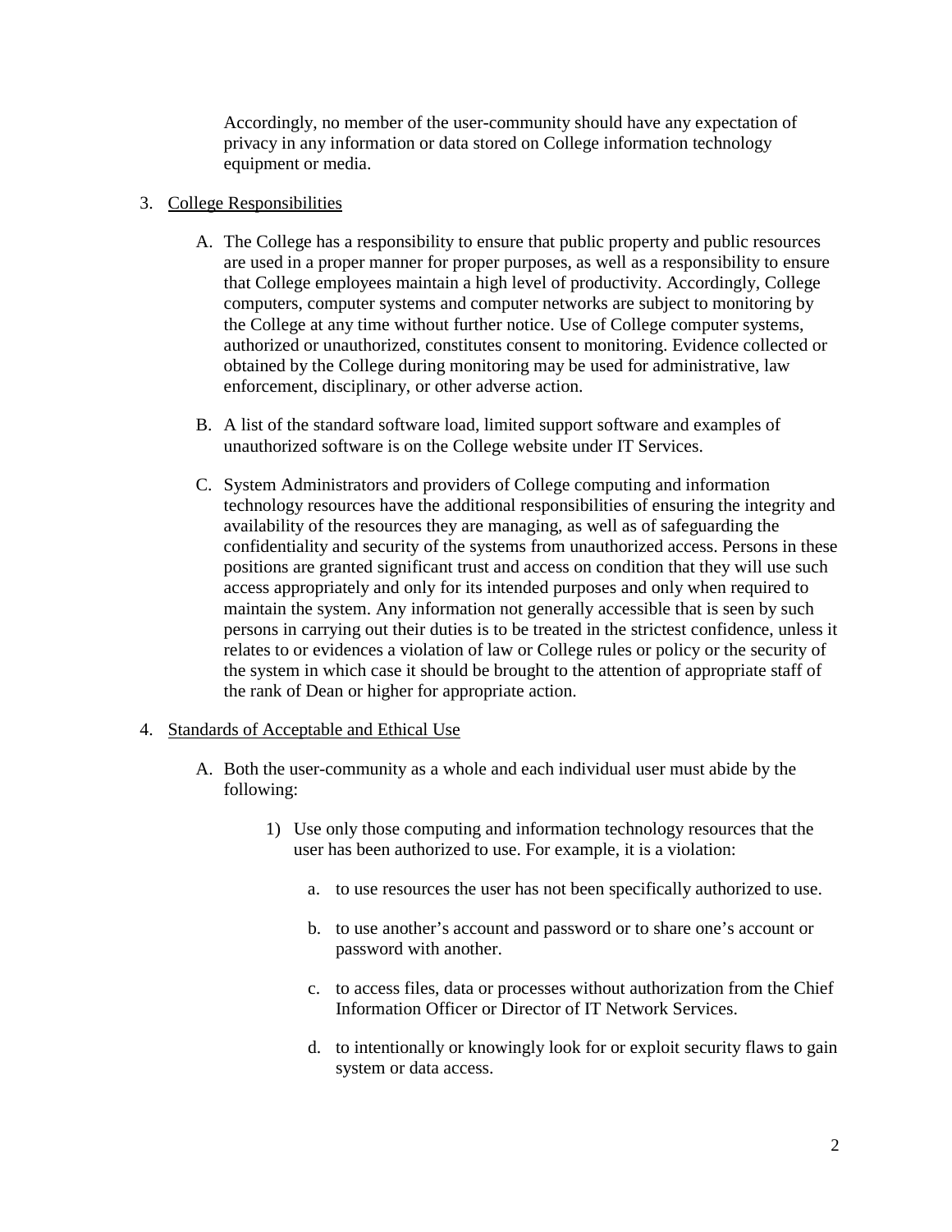Accordingly, no member of the user-community should have any expectation of privacy in any information or data stored on College information technology equipment or media.

3. <u>College Responsibilities</u>

    A. The College has a responsibility to ensure that public property and public resources are used in a proper manner for proper purposes, as well as a responsibility to ensure that College employees maintain a high level of productivity. Accordingly, College computers, computer systems and computer networks are subject to monitoring by the College at any time without further notice. Use of College computer systems, authorized or unauthorized, constitutes consent to monitoring. Evidence collected or obtained by the College during monitoring may be used for administrative, law enforcement, disciplinary, or other adverse action.

    B. A list of the standard software load, limited support software and examples of unauthorized software is on the College website under IT Services.

    C. System Administrators and providers of College computing and information technology resources have the additional responsibilities of ensuring the integrity and availability of the resources they are managing, as well as of safeguarding the confidentiality and security of the systems from unauthorized access. Persons in these positions are granted significant trust and access on condition that they will use such access appropriately and only for its intended purposes and only when required to maintain the system. Any information not generally accessible that is seen by such persons in carrying out their duties is to be treated in the strictest confidence, unless it relates to or evidences a violation of law or College rules or policy or the security of the system in which case it should be brought to the attention of appropriate staff of the rank of Dean or higher for appropriate action.

4. <u>Standards of Acceptable and Ethical Use</u>

    A. Both the user-community as a whole and each individual user must abide by the following:

        1) Use only those computing and information technology resources that the user has been authorized to use. For example, it is a violation:

            a. to use resources the user has not been specifically authorized to use.

            b. to use another's account and password or to share one's account or password with another.

            c. to access files, data or processes without authorization from the Chief Information Officer or Director of IT Network Services.

            d. to intentionally or knowingly look for or exploit security flaws to gain system or data access.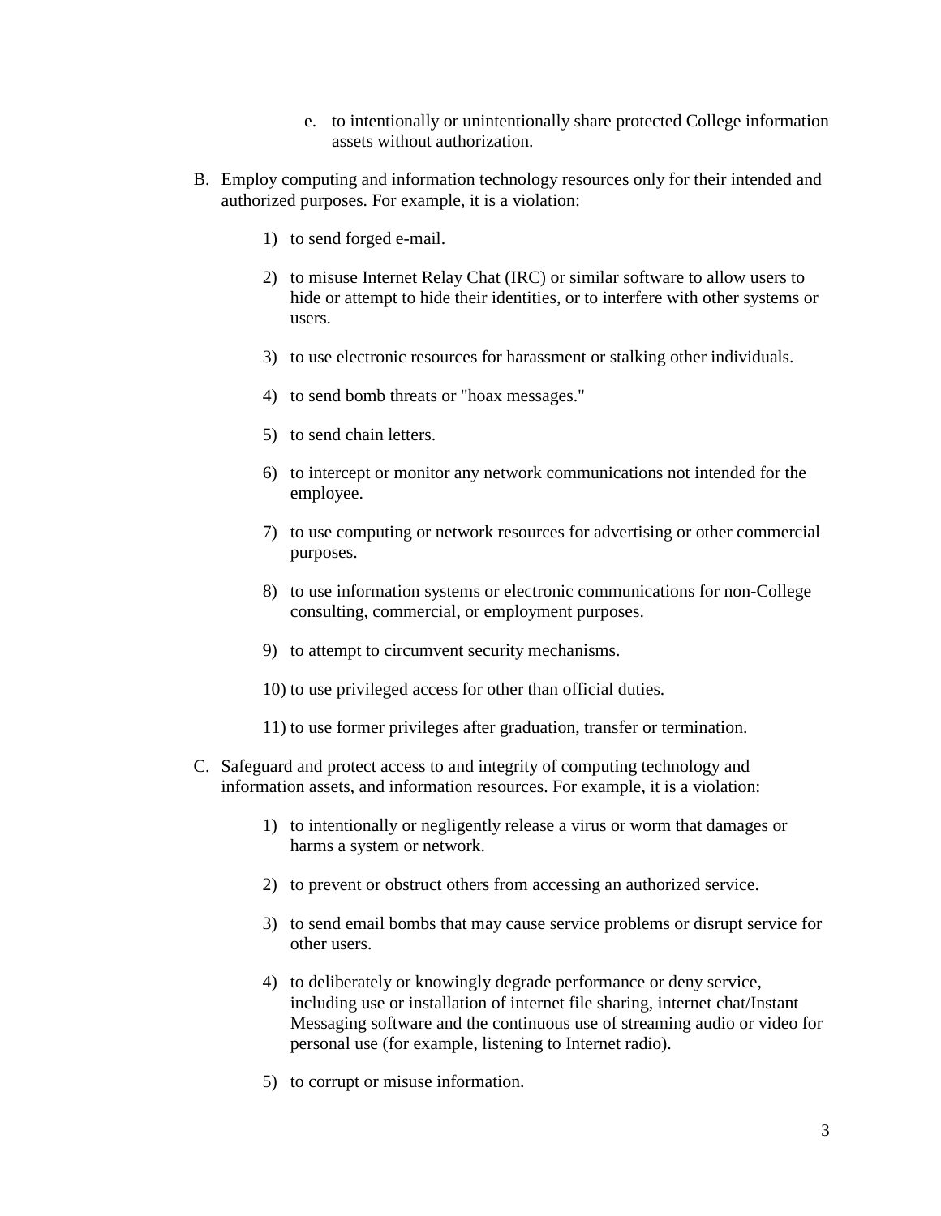e. to intentionally or unintentionally share protected College information assets without authorization.

B. Employ computing and information technology resources only for their intended and authorized purposes. For example, it is a violation:

   1) to send forged e-mail.

   2) to misuse Internet Relay Chat (IRC) or similar software to allow users to hide or attempt to hide their identities, or to interfere with other systems or users.

   3) to use electronic resources for harassment or stalking other individuals.

   4) to send bomb threats or "hoax messages."

   5) to send chain letters.

   6) to intercept or monitor any network communications not intended for the employee.

   7) to use computing or network resources for advertising or other commercial purposes.

   8) to use information systems or electronic communications for non-College consulting, commercial, or employment purposes.

   9) to attempt to circumvent security mechanisms.

   10) to use privileged access for other than official duties.

   11) to use former privileges after graduation, transfer or termination.

C. Safeguard and protect access to and integrity of computing technology and information assets, and information resources. For example, it is a violation:

   1) to intentionally or negligently release a virus or worm that damages or harms a system or network.

   2) to prevent or obstruct others from accessing an authorized service.

   3) to send email bombs that may cause service problems or disrupt service for other users.

   4) to deliberately or knowingly degrade performance or deny service, including use or installation of internet file sharing, internet chat/Instant Messaging software and the continuous use of streaming audio or video for personal use (for example, listening to Internet radio).

   5) to corrupt or misuse information.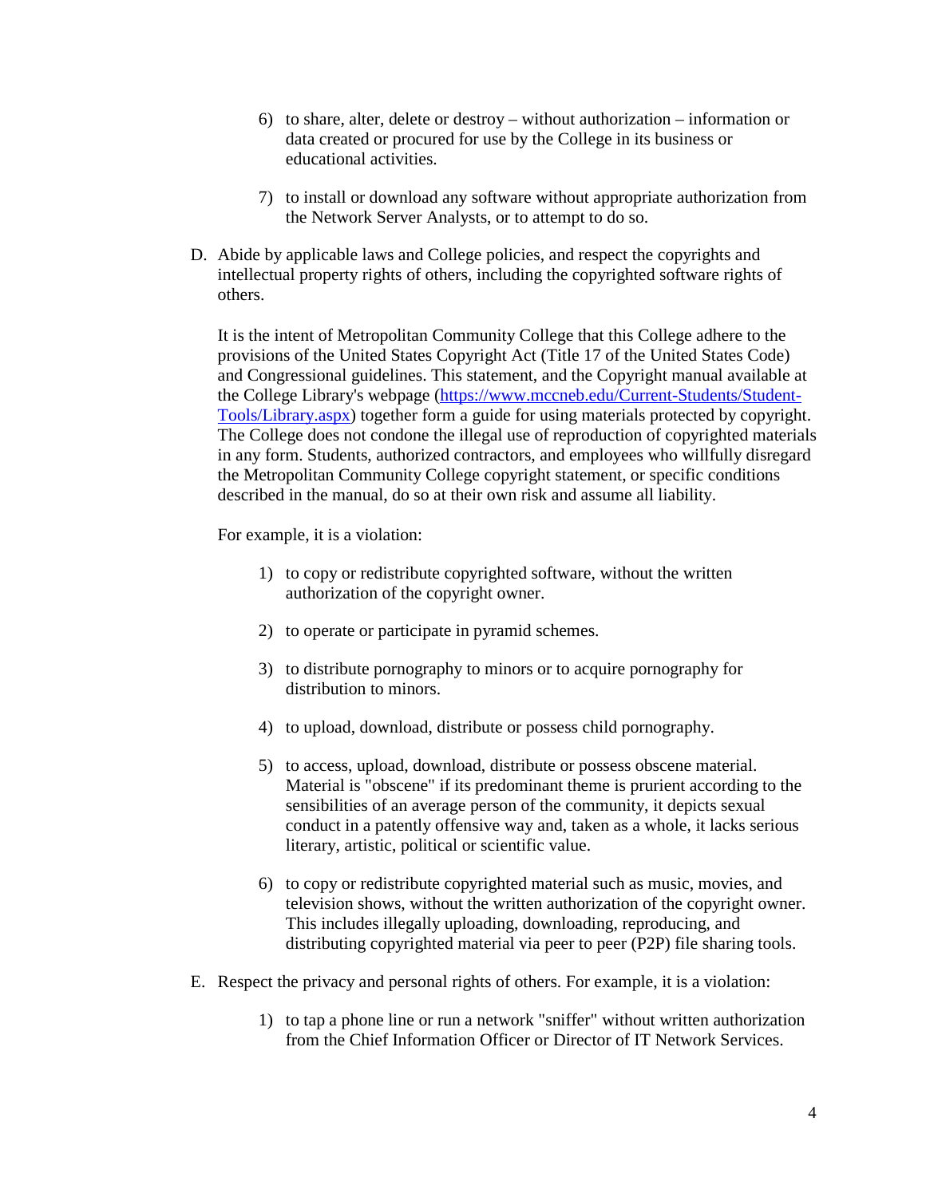6) to share, alter, delete or destroy – without authorization – information or data created or procured for use by the College in its business or educational activities.

7) to install or download any software without appropriate authorization from the Network Server Analysts, or to attempt to do so.

D. Abide by applicable laws and College policies, and respect the copyrights and intellectual property rights of others, including the copyrighted software rights of others.

   It is the intent of Metropolitan Community College that this College adhere to the provisions of the United States Copyright Act (Title 17 of the United States Code) and Congressional guidelines. This statement, and the Copyright manual available at the College Library's webpage (https://www.mccneb.edu/Current-Students/Student-Tools/Library.aspx) together form a guide for using materials protected by copyright. The College does not condone the illegal use of reproduction of copyrighted materials in any form. Students, authorized contractors, and employees who willfully disregard the Metropolitan Community College copyright statement, or specific conditions described in the manual, do so at their own risk and assume all liability.

   For example, it is a violation:

   1) to copy or redistribute copyrighted software, without the written authorization of the copyright owner.

   2) to operate or participate in pyramid schemes.

   3) to distribute pornography to minors or to acquire pornography for distribution to minors.

   4) to upload, download, distribute or possess child pornography.

   5) to access, upload, download, distribute or possess obscene material. Material is "obscene" if its predominant theme is prurient according to the sensibilities of an average person of the community, it depicts sexual conduct in a patently offensive way and, taken as a whole, it lacks serious literary, artistic, political or scientific value.

   6) to copy or redistribute copyrighted material such as music, movies, and television shows, without the written authorization of the copyright owner. This includes illegally uploading, downloading, reproducing, and distributing copyrighted material via peer to peer (P2P) file sharing tools.

E. Respect the privacy and personal rights of others. For example, it is a violation:

   1) to tap a phone line or run a network "sniffer" without written authorization from the Chief Information Officer or Director of IT Network Services.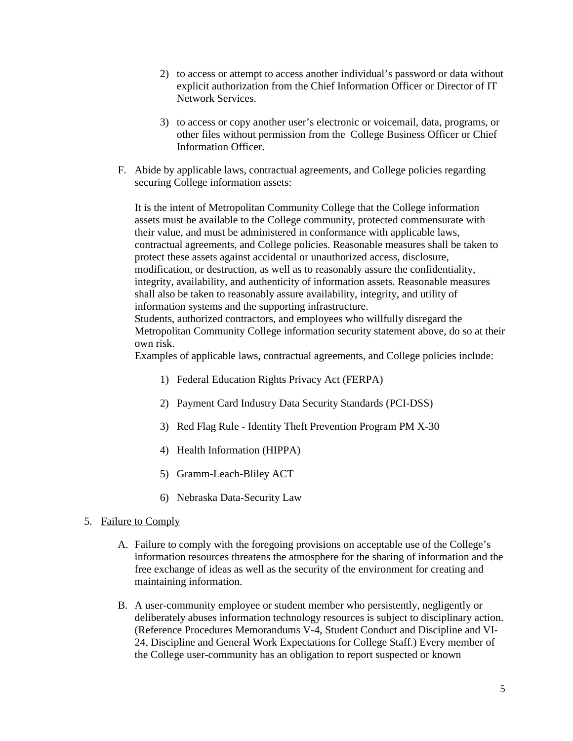2) to access or attempt to access another individual's password or data without explicit authorization from the Chief Information Officer or Director of IT Network Services.

3) to access or copy another user's electronic or voicemail, data, programs, or other files without permission from the College Business Officer or Chief Information Officer.

F. Abide by applicable laws, contractual agreements, and College policies regarding securing College information assets:

It is the intent of Metropolitan Community College that the College information assets must be available to the College community, protected commensurate with their value, and must be administered in conformance with applicable laws, contractual agreements, and College policies. Reasonable measures shall be taken to protect these assets against accidental or unauthorized access, disclosure, modification, or destruction, as well as to reasonably assure the confidentiality, integrity, availability, and authenticity of information assets. Reasonable measures shall also be taken to reasonably assure availability, integrity, and utility of information systems and the supporting infrastructure.
Students, authorized contractors, and employees who willfully disregard the Metropolitan Community College information security statement above, do so at their own risk.
Examples of applicable laws, contractual agreements, and College policies include:

1) Federal Education Rights Privacy Act (FERPA)

2) Payment Card Industry Data Security Standards (PCI-DSS)

3) Red Flag Rule - Identity Theft Prevention Program PM X-30

4) Health Information (HIPPA)

5) Gramm-Leach-Bliley ACT

6) Nebraska Data-Security Law

5. Failure to Comply

A. Failure to comply with the foregoing provisions on acceptable use of the College's information resources threatens the atmosphere for the sharing of information and the free exchange of ideas as well as the security of the environment for creating and maintaining information.

B. A user-community employee or student member who persistently, negligently or deliberately abuses information technology resources is subject to disciplinary action. (Reference Procedures Memorandums V-4, Student Conduct and Discipline and VI-24, Discipline and General Work Expectations for College Staff.) Every member of the College user-community has an obligation to report suspected or known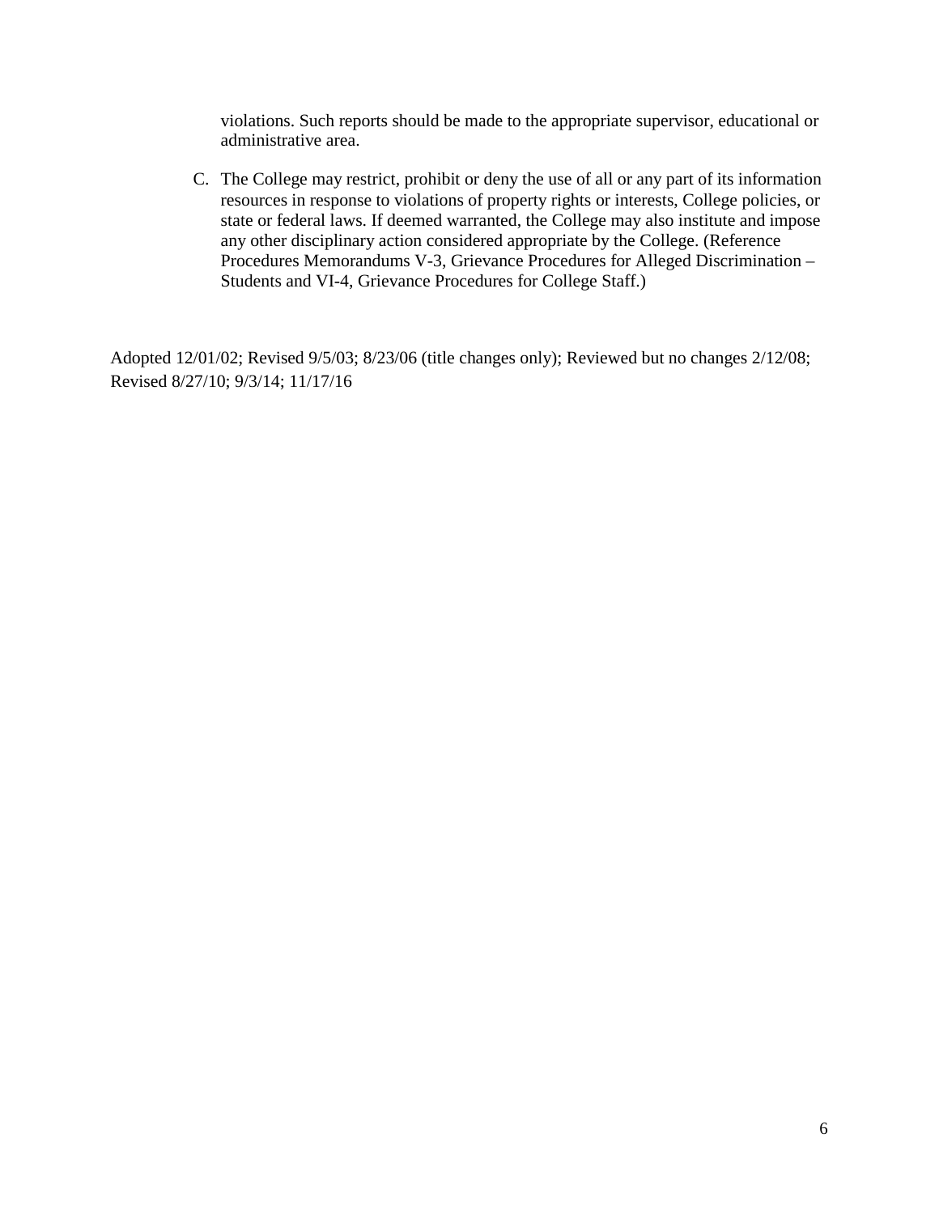violations. Such reports should be made to the appropriate supervisor, educational or administrative area.

C. The College may restrict, prohibit or deny the use of all or any part of its information resources in response to violations of property rights or interests, College policies, or state or federal laws. If deemed warranted, the College may also institute and impose any other disciplinary action considered appropriate by the College. (Reference Procedures Memorandums V-3, Grievance Procedures for Alleged Discrimination – Students and VI-4, Grievance Procedures for College Staff.)

Adopted 12/01/02; Revised 9/5/03; 8/23/06 (title changes only); Reviewed but no changes 2/12/08; Revised 8/27/10; 9/3/14; 11/17/16